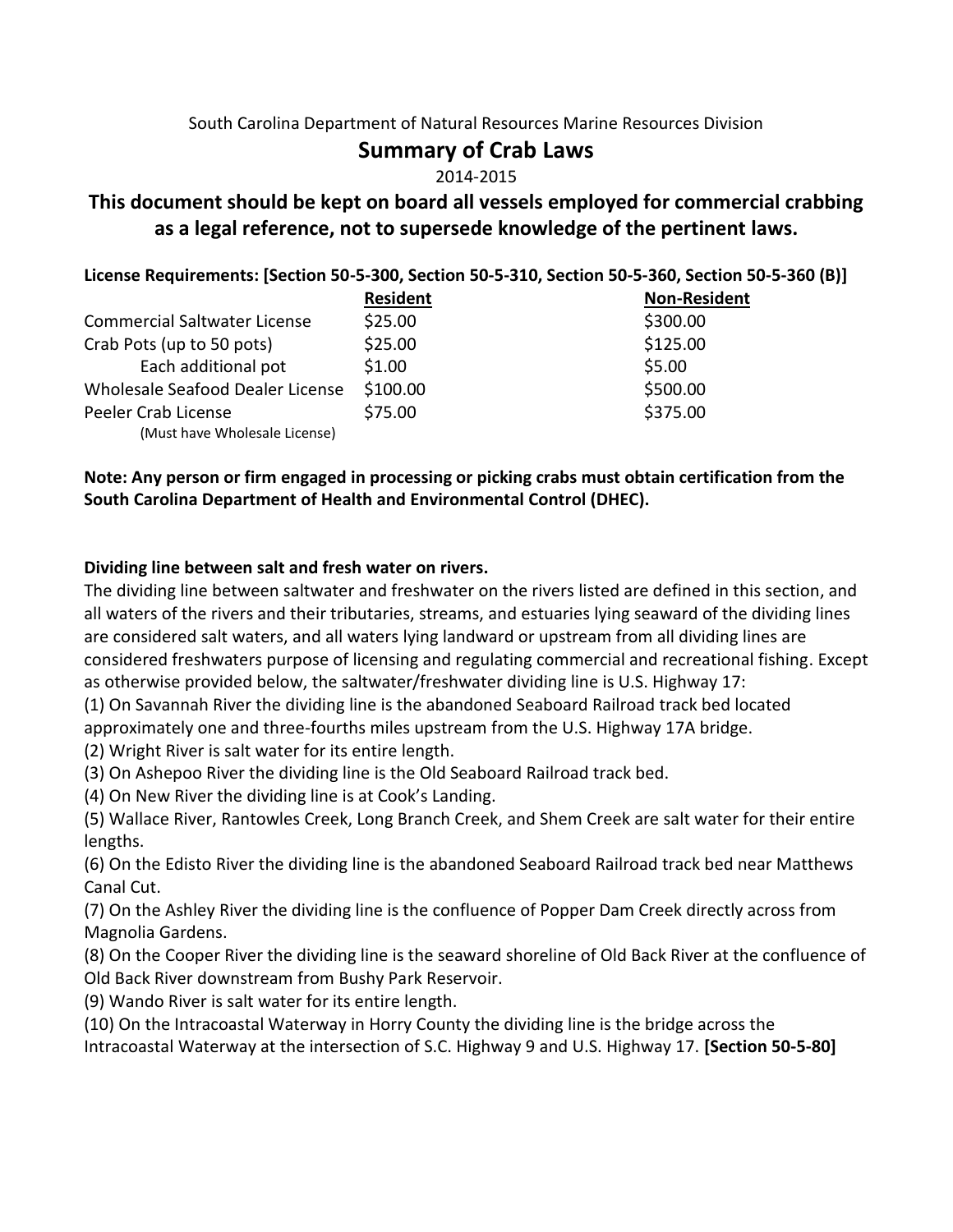South Carolina Department of Natural Resources Marine Resources Division

# Summary of Crab Laws

2014-2015

## This document should be kept on board all vessels employed for commercial crabbing as a legal reference, not to supersede knowledge of the pertinent laws.

**License Requirements: [Section 50-5-300, Section 50-5-310, Section 50-5-360, Section 50-5-360 (B)]**

| | **Resident** | **Non-Resident** |
|---|---|---|
| Commercial Saltwater License | $25.00 | $300.00 |
| Crab Pots (up to 50 pots) | $25.00 | $125.00 |
| Each additional pot | $1.00 | $5.00 |
| Wholesale Seafood Dealer License | $100.00 | $500.00 |
| Peeler Crab License (Must have Wholesale License) | $75.00 | $375.00 |

**Note: Any person or firm engaged in processing or picking crabs must obtain certification from the South Carolina Department of Health and Environmental Control (DHEC).**

**Dividing line between salt and fresh water on rivers.**

The dividing line between saltwater and freshwater on the rivers listed are defined in this section, and all waters of the rivers and their tributaries, streams, and estuaries lying seaward of the dividing lines are considered salt waters, and all waters lying landward or upstream from all dividing lines are considered freshwaters purpose of licensing and regulating commercial and recreational fishing. Except as otherwise provided below, the saltwater/freshwater dividing line is U.S. Highway 17:

(1) On Savannah River the dividing line is the abandoned Seaboard Railroad track bed located approximately one and three-fourths miles upstream from the U.S. Highway 17A bridge.

(2) Wright River is salt water for its entire length.

(3) On Ashepoo River the dividing line is the Old Seaboard Railroad track bed.

(4) On New River the dividing line is at Cook's Landing.

(5) Wallace River, Rantowles Creek, Long Branch Creek, and Shem Creek are salt water for their entire lengths.

(6) On the Edisto River the dividing line is the abandoned Seaboard Railroad track bed near Matthews Canal Cut.

(7) On the Ashley River the dividing line is the confluence of Popper Dam Creek directly across from Magnolia Gardens.

(8) On the Cooper River the dividing line is the seaward shoreline of Old Back River at the confluence of Old Back River downstream from Bushy Park Reservoir.

(9) Wando River is salt water for its entire length.

(10) On the Intracoastal Waterway in Horry County the dividing line is the bridge across the Intracoastal Waterway at the intersection of S.C. Highway 9 and U.S. Highway 17. **[Section 50-5-80]**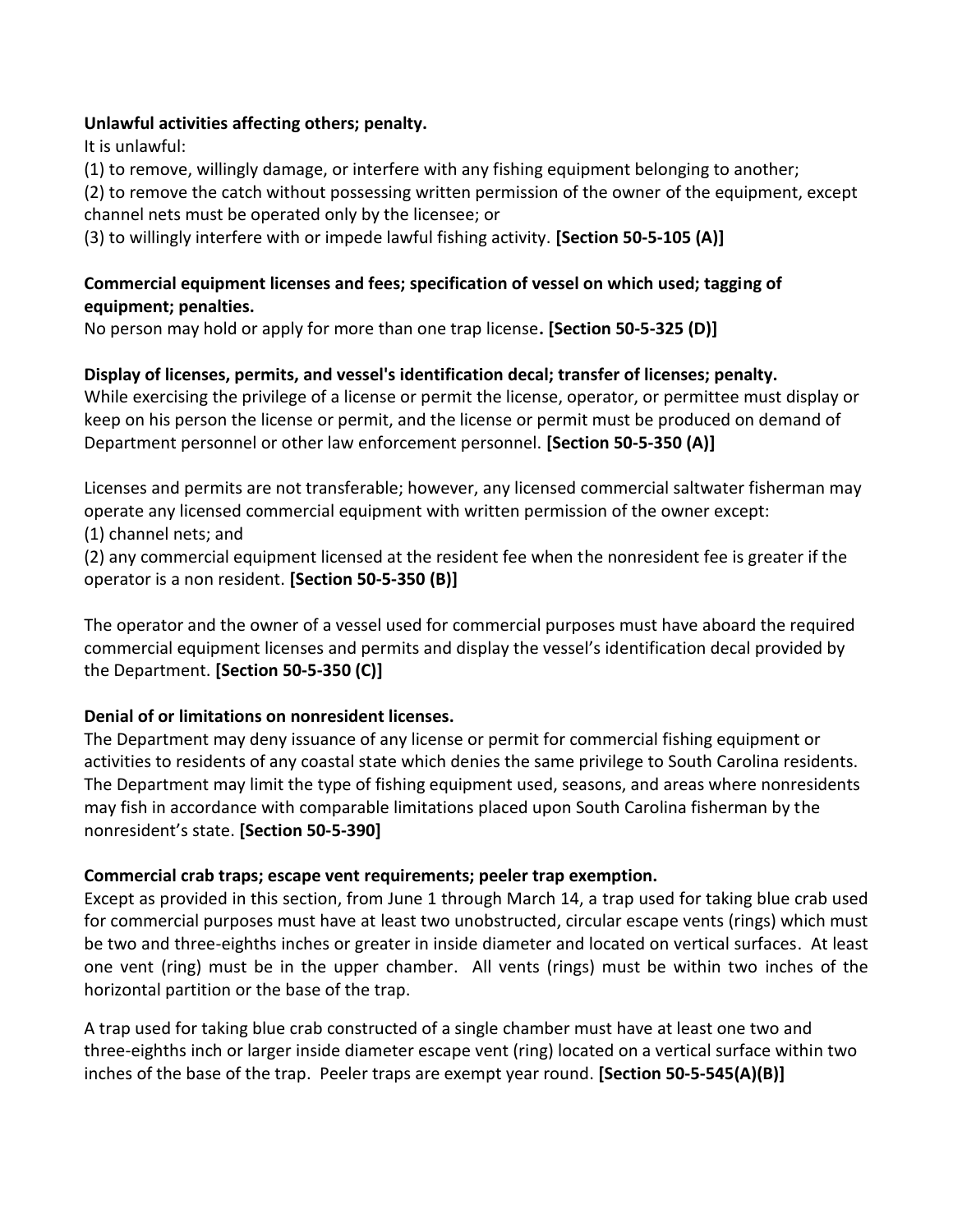**Unlawful activities affecting others; penalty.**

It is unlawful:

(1) to remove, willingly damage, or interfere with any fishing equipment belonging to another;

(2) to remove the catch without possessing written permission of the owner of the equipment, except channel nets must be operated only by the licensee; or

(3) to willingly interfere with or impede lawful fishing activity. **[Section 50-5-105 (A)]**

**Commercial equipment licenses and fees; specification of vessel on which used; tagging of equipment; penalties.**

No person may hold or apply for more than one trap license**. [Section 50-5-325 (D)]**

**Display of licenses, permits, and vessel's identification decal; transfer of licenses; penalty.**

While exercising the privilege of a license or permit the license, operator, or permittee must display or keep on his person the license or permit, and the license or permit must be produced on demand of Department personnel or other law enforcement personnel. **[Section 50-5-350 (A)]**

Licenses and permits are not transferable; however, any licensed commercial saltwater fisherman may operate any licensed commercial equipment with written permission of the owner except:

(1) channel nets; and

(2) any commercial equipment licensed at the resident fee when the nonresident fee is greater if the operator is a non resident. **[Section 50-5-350 (B)]**

The operator and the owner of a vessel used for commercial purposes must have aboard the required commercial equipment licenses and permits and display the vessel's identification decal provided by the Department. **[Section 50-5-350 (C)]**

**Denial of or limitations on nonresident licenses.**

The Department may deny issuance of any license or permit for commercial fishing equipment or activities to residents of any coastal state which denies the same privilege to South Carolina residents. The Department may limit the type of fishing equipment used, seasons, and areas where nonresidents may fish in accordance with comparable limitations placed upon South Carolina fisherman by the nonresident's state. **[Section 50-5-390]**

**Commercial crab traps; escape vent requirements; peeler trap exemption.**

Except as provided in this section, from June 1 through March 14, a trap used for taking blue crab used for commercial purposes must have at least two unobstructed, circular escape vents (rings) which must be two and three-eighths inches or greater in inside diameter and located on vertical surfaces. At least one vent (ring) must be in the upper chamber. All vents (rings) must be within two inches of the horizontal partition or the base of the trap.

A trap used for taking blue crab constructed of a single chamber must have at least one two and three-eighths inch or larger inside diameter escape vent (ring) located on a vertical surface within two inches of the base of the trap. Peeler traps are exempt year round. **[Section 50-5-545(A)(B)]**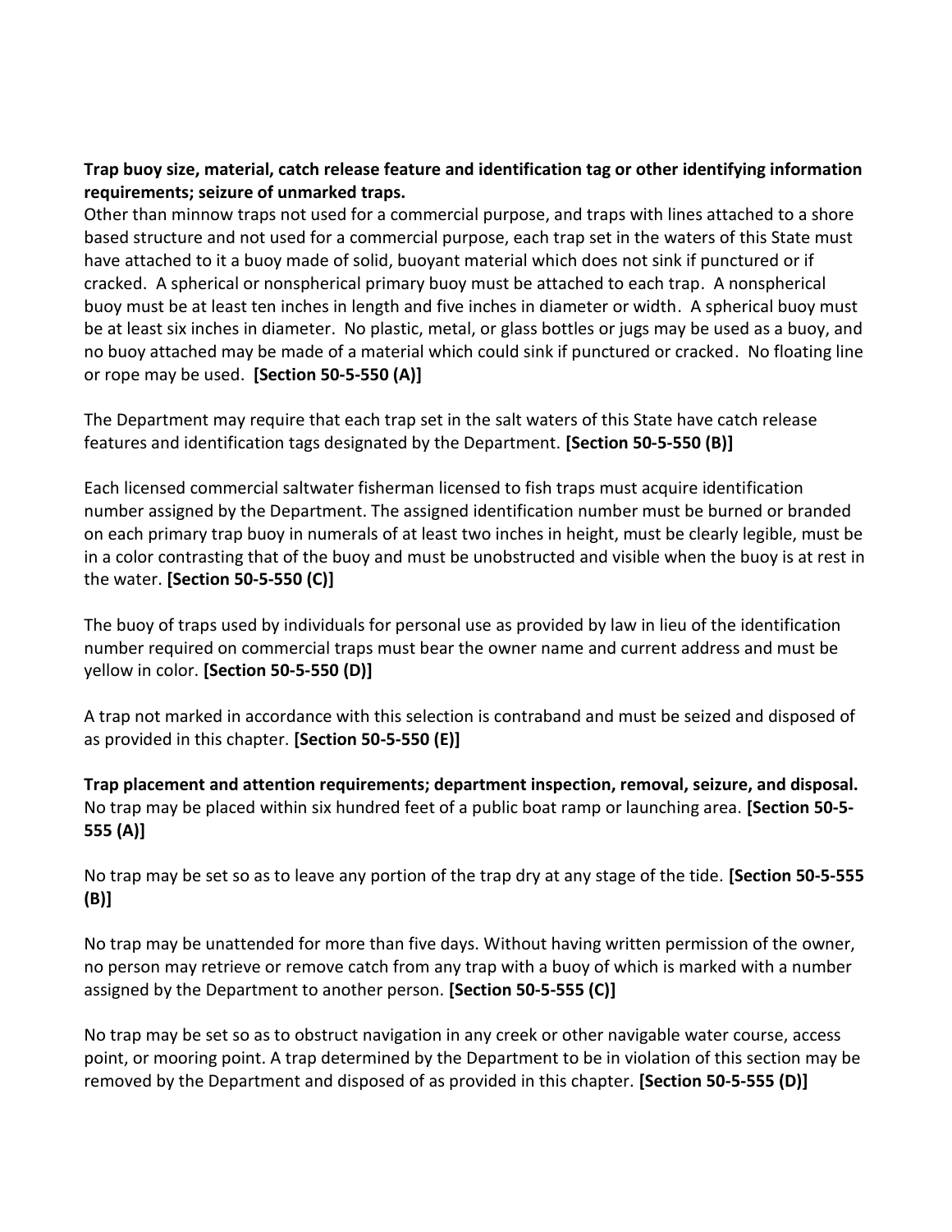**Trap buoy size, material, catch release feature and identification tag or other identifying information requirements; seizure of unmarked traps.**

Other than minnow traps not used for a commercial purpose, and traps with lines attached to a shore based structure and not used for a commercial purpose, each trap set in the waters of this State must have attached to it a buoy made of solid, buoyant material which does not sink if punctured or if cracked. A spherical or nonspherical primary buoy must be attached to each trap. A nonspherical buoy must be at least ten inches in length and five inches in diameter or width. A spherical buoy must be at least six inches in diameter. No plastic, metal, or glass bottles or jugs may be used as a buoy, and no buoy attached may be made of a material which could sink if punctured or cracked. No floating line or rope may be used. **[Section 50-5-550 (A)]**

The Department may require that each trap set in the salt waters of this State have catch release features and identification tags designated by the Department. **[Section 50-5-550 (B)]**

Each licensed commercial saltwater fisherman licensed to fish traps must acquire identification number assigned by the Department. The assigned identification number must be burned or branded on each primary trap buoy in numerals of at least two inches in height, must be clearly legible, must be in a color contrasting that of the buoy and must be unobstructed and visible when the buoy is at rest in the water. **[Section 50-5-550 (C)]**

The buoy of traps used by individuals for personal use as provided by law in lieu of the identification number required on commercial traps must bear the owner name and current address and must be yellow in color. **[Section 50-5-550 (D)]**

A trap not marked in accordance with this selection is contraband and must be seized and disposed of as provided in this chapter. **[Section 50-5-550 (E)]**

**Trap placement and attention requirements; department inspection, removal, seizure, and disposal.**

No trap may be placed within six hundred feet of a public boat ramp or launching area. **[Section 50-5-555 (A)]**

No trap may be set so as to leave any portion of the trap dry at any stage of the tide. **[Section 50-5-555 (B)]**

No trap may be unattended for more than five days. Without having written permission of the owner, no person may retrieve or remove catch from any trap with a buoy of which is marked with a number assigned by the Department to another person. **[Section 50-5-555 (C)]**

No trap may be set so as to obstruct navigation in any creek or other navigable water course, access point, or mooring point. A trap determined by the Department to be in violation of this section may be removed by the Department and disposed of as provided in this chapter. **[Section 50-5-555 (D)]**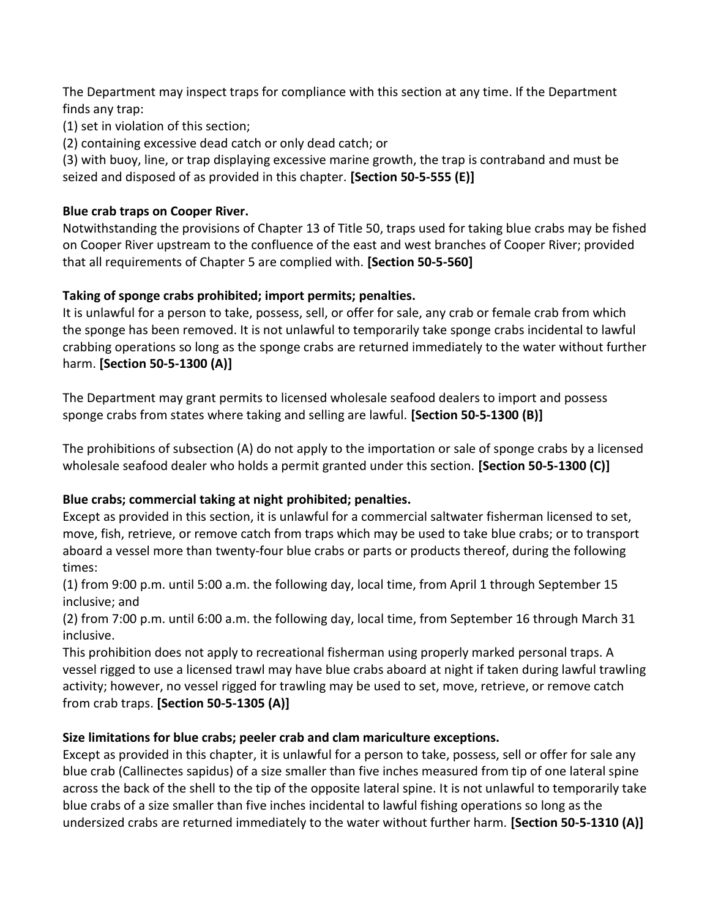The Department may inspect traps for compliance with this section at any time. If the Department finds any trap:
(1) set in violation of this section;
(2) containing excessive dead catch or only dead catch; or
(3) with buoy, line, or trap displaying excessive marine growth, the trap is contraband and must be seized and disposed of as provided in this chapter. **[Section 50-5-555 (E)]**

**Blue crab traps on Cooper River.**
Notwithstanding the provisions of Chapter 13 of Title 50, traps used for taking blue crabs may be fished on Cooper River upstream to the confluence of the east and west branches of Cooper River; provided that all requirements of Chapter 5 are complied with. **[Section 50-5-560]**

**Taking of sponge crabs prohibited; import permits; penalties.**
It is unlawful for a person to take, possess, sell, or offer for sale, any crab or female crab from which the sponge has been removed. It is not unlawful to temporarily take sponge crabs incidental to lawful crabbing operations so long as the sponge crabs are returned immediately to the water without further harm. **[Section 50-5-1300 (A)]**

The Department may grant permits to licensed wholesale seafood dealers to import and possess sponge crabs from states where taking and selling are lawful. **[Section 50-5-1300 (B)]**

The prohibitions of subsection (A) do not apply to the importation or sale of sponge crabs by a licensed wholesale seafood dealer who holds a permit granted under this section. **[Section 50-5-1300 (C)]**

**Blue crabs; commercial taking at night prohibited; penalties.**
Except as provided in this section, it is unlawful for a commercial saltwater fisherman licensed to set, move, fish, retrieve, or remove catch from traps which may be used to take blue crabs; or to transport aboard a vessel more than twenty-four blue crabs or parts or products thereof, during the following times:
(1) from 9:00 p.m. until 5:00 a.m. the following day, local time, from April 1 through September 15 inclusive; and
(2) from 7:00 p.m. until 6:00 a.m. the following day, local time, from September 16 through March 31 inclusive.
This prohibition does not apply to recreational fisherman using properly marked personal traps. A vessel rigged to use a licensed trawl may have blue crabs aboard at night if taken during lawful trawling activity; however, no vessel rigged for trawling may be used to set, move, retrieve, or remove catch from crab traps. **[Section 50-5-1305 (A)]**

**Size limitations for blue crabs; peeler crab and clam mariculture exceptions.**
Except as provided in this chapter, it is unlawful for a person to take, possess, sell or offer for sale any blue crab (Callinectes sapidus) of a size smaller than five inches measured from tip of one lateral spine across the back of the shell to the tip of the opposite lateral spine. It is not unlawful to temporarily take blue crabs of a size smaller than five inches incidental to lawful fishing operations so long as the undersized crabs are returned immediately to the water without further harm. **[Section 50-5-1310 (A)]**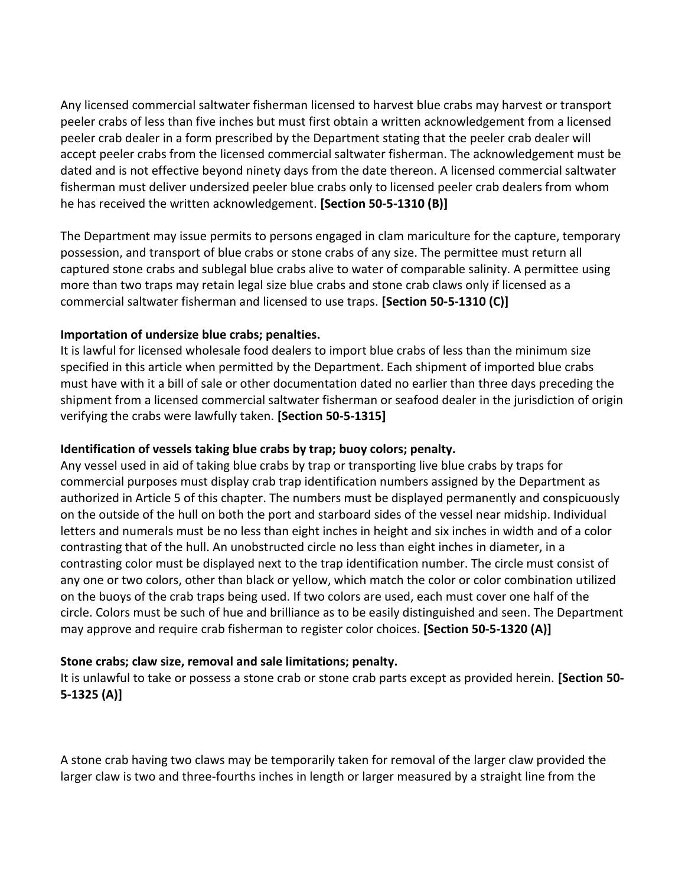Any licensed commercial saltwater fisherman licensed to harvest blue crabs may harvest or transport peeler crabs of less than five inches but must first obtain a written acknowledgement from a licensed peeler crab dealer in a form prescribed by the Department stating that the peeler crab dealer will accept peeler crabs from the licensed commercial saltwater fisherman. The acknowledgement must be dated and is not effective beyond ninety days from the date thereon. A licensed commercial saltwater fisherman must deliver undersized peeler blue crabs only to licensed peeler crab dealers from whom he has received the written acknowledgement. **[Section 50-5-1310 (B)]**

The Department may issue permits to persons engaged in clam mariculture for the capture, temporary possession, and transport of blue crabs or stone crabs of any size. The permittee must return all captured stone crabs and sublegal blue crabs alive to water of comparable salinity. A permittee using more than two traps may retain legal size blue crabs and stone crab claws only if licensed as a commercial saltwater fisherman and licensed to use traps. **[Section 50-5-1310 (C)]**

**Importation of undersize blue crabs; penalties.**
It is lawful for licensed wholesale food dealers to import blue crabs of less than the minimum size specified in this article when permitted by the Department. Each shipment of imported blue crabs must have with it a bill of sale or other documentation dated no earlier than three days preceding the shipment from a licensed commercial saltwater fisherman or seafood dealer in the jurisdiction of origin verifying the crabs were lawfully taken. **[Section 50-5-1315]**

**Identification of vessels taking blue crabs by trap; buoy colors; penalty.**
Any vessel used in aid of taking blue crabs by trap or transporting live blue crabs by traps for commercial purposes must display crab trap identification numbers assigned by the Department as authorized in Article 5 of this chapter. The numbers must be displayed permanently and conspicuously on the outside of the hull on both the port and starboard sides of the vessel near midship. Individual letters and numerals must be no less than eight inches in height and six inches in width and of a color contrasting that of the hull. An unobstructed circle no less than eight inches in diameter, in a contrasting color must be displayed next to the trap identification number. The circle must consist of any one or two colors, other than black or yellow, which match the color or color combination utilized on the buoys of the crab traps being used. If two colors are used, each must cover one half of the circle. Colors must be such of hue and brilliance as to be easily distinguished and seen. The Department may approve and require crab fisherman to register color choices. **[Section 50-5-1320 (A)]**

**Stone crabs; claw size, removal and sale limitations; penalty.**
It is unlawful to take or possess a stone crab or stone crab parts except as provided herein. **[Section 50-5-1325 (A)]**

A stone crab having two claws may be temporarily taken for removal of the larger claw provided the larger claw is two and three-fourths inches in length or larger measured by a straight line from the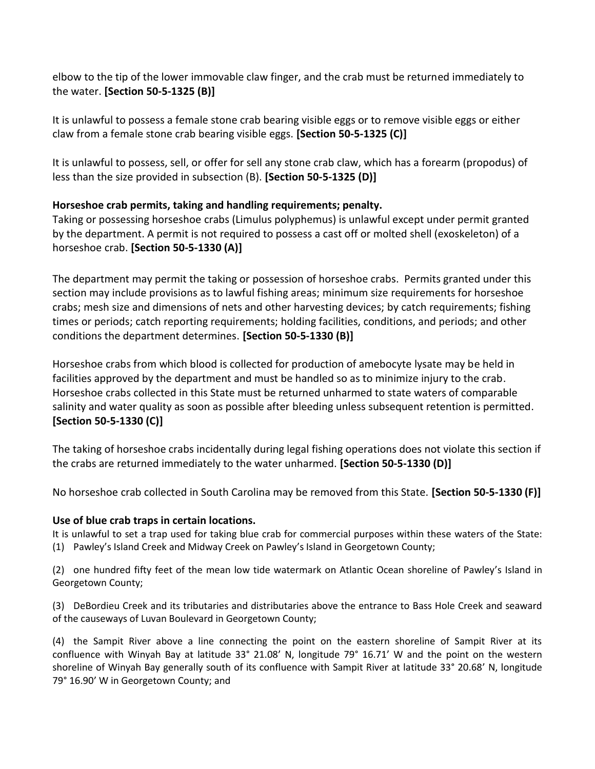elbow to the tip of the lower immovable claw finger, and the crab must be returned immediately to the water. **[Section 50-5-1325 (B)]**

It is unlawful to possess a female stone crab bearing visible eggs or to remove visible eggs or either claw from a female stone crab bearing visible eggs. **[Section 50-5-1325 (C)]**

It is unlawful to possess, sell, or offer for sell any stone crab claw, which has a forearm (propodus) of less than the size provided in subsection (B). **[Section 50-5-1325 (D)]**

**Horseshoe crab permits, taking and handling requirements; penalty.**
Taking or possessing horseshoe crabs (Limulus polyphemus) is unlawful except under permit granted by the department. A permit is not required to possess a cast off or molted shell (exoskeleton) of a horseshoe crab. **[Section 50-5-1330 (A)]**

The department may permit the taking or possession of horseshoe crabs. Permits granted under this section may include provisions as to lawful fishing areas; minimum size requirements for horseshoe crabs; mesh size and dimensions of nets and other harvesting devices; by catch requirements; fishing times or periods; catch reporting requirements; holding facilities, conditions, and periods; and other conditions the department determines. **[Section 50-5-1330 (B)]**

Horseshoe crabs from which blood is collected for production of amebocyte lysate may be held in facilities approved by the department and must be handled so as to minimize injury to the crab. Horseshoe crabs collected in this State must be returned unharmed to state waters of comparable salinity and water quality as soon as possible after bleeding unless subsequent retention is permitted. **[Section 50-5-1330 (C)]**

The taking of horseshoe crabs incidentally during legal fishing operations does not violate this section if the crabs are returned immediately to the water unharmed. **[Section 50-5-1330 (D)]**

No horseshoe crab collected in South Carolina may be removed from this State. **[Section 50-5-1330 (F)]**

**Use of blue crab traps in certain locations.**
It is unlawful to set a trap used for taking blue crab for commercial purposes within these waters of the State:
(1) Pawley's Island Creek and Midway Creek on Pawley's Island in Georgetown County;

(2) one hundred fifty feet of the mean low tide watermark on Atlantic Ocean shoreline of Pawley's Island in Georgetown County;

(3) DeBordieu Creek and its tributaries and distributaries above the entrance to Bass Hole Creek and seaward of the causeways of Luvan Boulevard in Georgetown County;

(4) the Sampit River above a line connecting the point on the eastern shoreline of Sampit River at its confluence with Winyah Bay at latitude 33° 21.08' N, longitude 79° 16.71' W and the point on the western shoreline of Winyah Bay generally south of its confluence with Sampit River at latitude 33° 20.68' N, longitude 79° 16.90' W in Georgetown County; and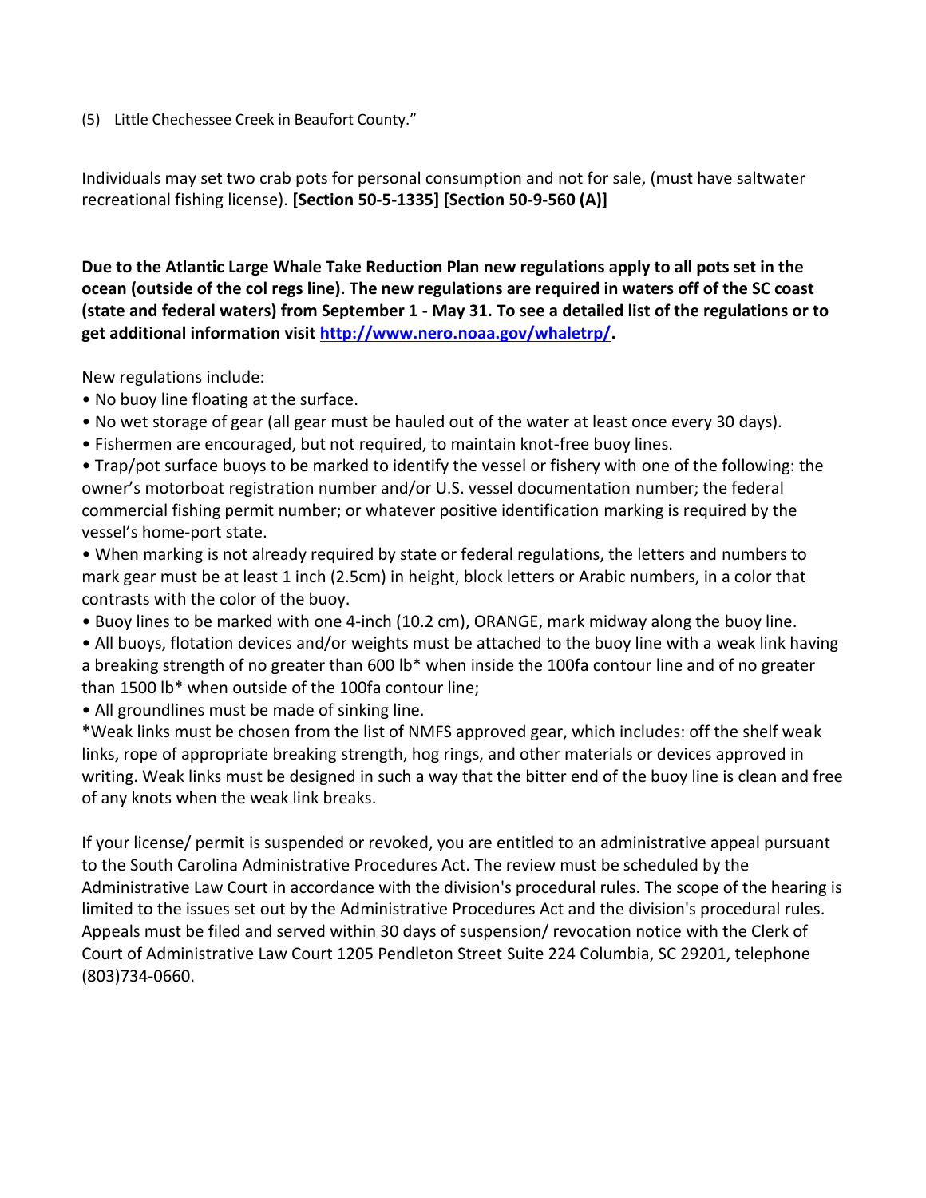(5) Little Chechessee Creek in Beaufort County."

Individuals may set two crab pots for personal consumption and not for sale, (must have saltwater recreational fishing license). **[Section 50-5-1335] [Section 50-9-560 (A)]**

**Due to the Atlantic Large Whale Take Reduction Plan new regulations apply to all pots set in the ocean (outside of the col regs line). The new regulations are required in waters off of the SC coast (state and federal waters) from September 1 - May 31. To see a detailed list of the regulations or to get additional information visit [http://www.nero.noaa.gov/whaletrp/](http://www.nero.noaa.gov/whaletrp/).**

New regulations include:

- No buoy line floating at the surface.
- No wet storage of gear (all gear must be hauled out of the water at least once every 30 days).
- Fishermen are encouraged, but not required, to maintain knot-free buoy lines.
- Trap/pot surface buoys to be marked to identify the vessel or fishery with one of the following: the owner's motorboat registration number and/or U.S. vessel documentation number; the federal commercial fishing permit number; or whatever positive identification marking is required by the vessel's home-port state.
- When marking is not already required by state or federal regulations, the letters and numbers to mark gear must be at least 1 inch (2.5cm) in height, block letters or Arabic numbers, in a color that contrasts with the color of the buoy.
- Buoy lines to be marked with one 4-inch (10.2 cm), ORANGE, mark midway along the buoy line.
- All buoys, flotation devices and/or weights must be attached to the buoy line with a weak link having a breaking strength of no greater than 600 lb* when inside the 100fa contour line and of no greater than 1500 lb* when outside of the 100fa contour line;
- All groundlines must be made of sinking line.

*Weak links must be chosen from the list of NMFS approved gear, which includes: off the shelf weak links, rope of appropriate breaking strength, hog rings, and other materials or devices approved in writing. Weak links must be designed in such a way that the bitter end of the buoy line is clean and free of any knots when the weak link breaks.

If your license/ permit is suspended or revoked, you are entitled to an administrative appeal pursuant to the South Carolina Administrative Procedures Act. The review must be scheduled by the Administrative Law Court in accordance with the division's procedural rules. The scope of the hearing is limited to the issues set out by the Administrative Procedures Act and the division's procedural rules. Appeals must be filed and served within 30 days of suspension/ revocation notice with the Clerk of Court of Administrative Law Court 1205 Pendleton Street Suite 224 Columbia, SC 29201, telephone (803)734-0660.